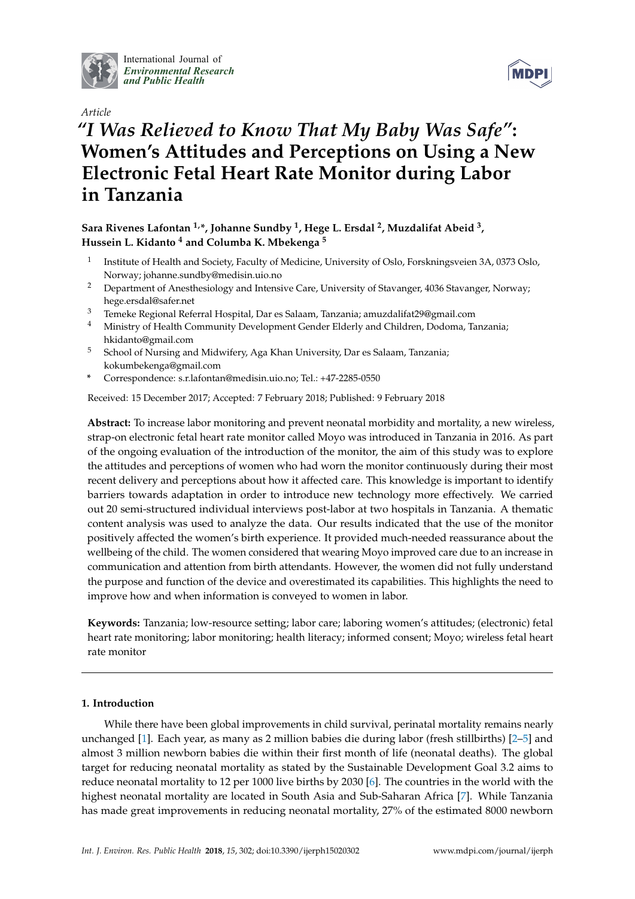International Journal of
*Environmental Research and Public Health*

*Article*

# *"I Was Relieved to Know That My Baby Was Safe"*: Women's Attitudes and Perceptions on Using a New Electronic Fetal Heart Rate Monitor during Labor in Tanzania

**Sara Rivenes Lafontan [1,*], Johanne Sundby [1], Hege L. Ersdal [2], Muzdalifat Abeid [3], Hussein L. Kidanto [4] and Columba K. Mbekenga [5]**

[1] Institute of Health and Society, Faculty of Medicine, University of Oslo, Forskningsveien 3A, 0373 Oslo, Norway; johanne.sundby@medisin.uio.no

[2] Department of Anesthesiology and Intensive Care, University of Stavanger, 4036 Stavanger, Norway; hege.ersdal@safer.net

[3] Temeke Regional Referral Hospital, Dar es Salaam, Tanzania; amuzdalifat29@gmail.com

[4] Ministry of Health Community Development Gender Elderly and Children, Dodoma, Tanzania; hkidanto@gmail.com

[5] School of Nursing and Midwifery, Aga Khan University, Dar es Salaam, Tanzania; kokumbekenga@gmail.com

* Correspondence: s.r.lafontan@medisin.uio.no; Tel.: +47-2285-0550

Received: 15 December 2017; Accepted: 7 February 2018; Published: 9 February 2018

**Abstract:** To increase labor monitoring and prevent neonatal morbidity and mortality, a new wireless, strap-on electronic fetal heart rate monitor called Moyo was introduced in Tanzania in 2016. As part of the ongoing evaluation of the introduction of the monitor, the aim of this study was to explore the attitudes and perceptions of women who had worn the monitor continuously during their most recent delivery and perceptions about how it affected care. This knowledge is important to identify barriers towards adaptation in order to introduce new technology more effectively. We carried out 20 semi-structured individual interviews post-labor at two hospitals in Tanzania. A thematic content analysis was used to analyze the data. Our results indicated that the use of the monitor positively affected the women's birth experience. It provided much-needed reassurance about the wellbeing of the child. The women considered that wearing Moyo improved care due to an increase in communication and attention from birth attendants. However, the women did not fully understand the purpose and function of the device and overestimated its capabilities. This highlights the need to improve how and when information is conveyed to women in labor.

**Keywords:** Tanzania; low-resource setting; labor care; laboring women's attitudes; (electronic) fetal heart rate monitoring; labor monitoring; health literacy; informed consent; Moyo; wireless fetal heart rate monitor

## 1. Introduction

While there have been global improvements in child survival, perinatal mortality remains nearly unchanged [1]. Each year, as many as 2 million babies die during labor (fresh stillbirths) [2–5] and almost 3 million newborn babies die within their first month of life (neonatal deaths). The global target for reducing neonatal mortality as stated by the Sustainable Development Goal 3.2 aims to reduce neonatal mortality to 12 per 1000 live births by 2030 [6]. The countries in the world with the highest neonatal mortality are located in South Asia and Sub-Saharan Africa [7]. While Tanzania has made great improvements in reducing neonatal mortality, 27% of the estimated 8000 newborn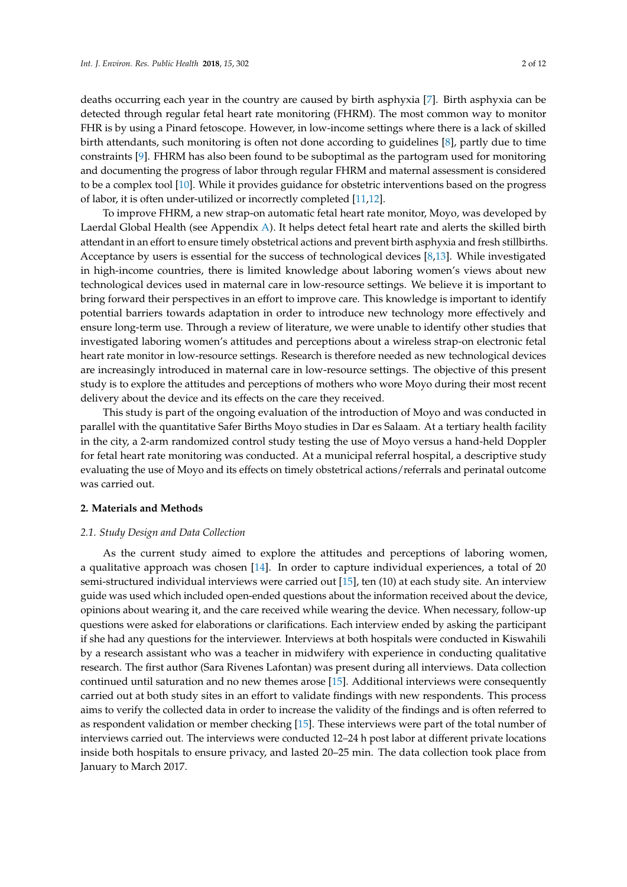deaths occurring each year in the country are caused by birth asphyxia [7]. Birth asphyxia can be detected through regular fetal heart rate monitoring (FHRM). The most common way to monitor FHR is by using a Pinard fetoscope. However, in low-income settings where there is a lack of skilled birth attendants, such monitoring is often not done according to guidelines [8], partly due to time constraints [9]. FHRM has also been found to be suboptimal as the partogram used for monitoring and documenting the progress of labor through regular FHRM and maternal assessment is considered to be a complex tool [10]. While it provides guidance for obstetric interventions based on the progress of labor, it is often under-utilized or incorrectly completed [11,12].

To improve FHRM, a new strap-on automatic fetal heart rate monitor, Moyo, was developed by Laerdal Global Health (see Appendix A). It helps detect fetal heart rate and alerts the skilled birth attendant in an effort to ensure timely obstetrical actions and prevent birth asphyxia and fresh stillbirths. Acceptance by users is essential for the success of technological devices [8,13]. While investigated in high-income countries, there is limited knowledge about laboring women's views about new technological devices used in maternal care in low-resource settings. We believe it is important to bring forward their perspectives in an effort to improve care. This knowledge is important to identify potential barriers towards adaptation in order to introduce new technology more effectively and ensure long-term use. Through a review of literature, we were unable to identify other studies that investigated laboring women's attitudes and perceptions about a wireless strap-on electronic fetal heart rate monitor in low-resource settings. Research is therefore needed as new technological devices are increasingly introduced in maternal care in low-resource settings. The objective of this present study is to explore the attitudes and perceptions of mothers who wore Moyo during their most recent delivery about the device and its effects on the care they received.

This study is part of the ongoing evaluation of the introduction of Moyo and was conducted in parallel with the quantitative Safer Births Moyo studies in Dar es Salaam. At a tertiary health facility in the city, a 2-arm randomized control study testing the use of Moyo versus a hand-held Doppler for fetal heart rate monitoring was conducted. At a municipal referral hospital, a descriptive study evaluating the use of Moyo and its effects on timely obstetrical actions/referrals and perinatal outcome was carried out.

## 2. Materials and Methods

### *2.1. Study Design and Data Collection*

As the current study aimed to explore the attitudes and perceptions of laboring women, a qualitative approach was chosen [14]. In order to capture individual experiences, a total of 20 semi-structured individual interviews were carried out [15], ten (10) at each study site. An interview guide was used which included open-ended questions about the information received about the device, opinions about wearing it, and the care received while wearing the device. When necessary, follow-up questions were asked for elaborations or clarifications. Each interview ended by asking the participant if she had any questions for the interviewer. Interviews at both hospitals were conducted in Kiswahili by a research assistant who was a teacher in midwifery with experience in conducting qualitative research. The first author (Sara Rivenes Lafontan) was present during all interviews. Data collection continued until saturation and no new themes arose [15]. Additional interviews were consequently carried out at both study sites in an effort to validate findings with new respondents. This process aims to verify the collected data in order to increase the validity of the findings and is often referred to as respondent validation or member checking [15]. These interviews were part of the total number of interviews carried out. The interviews were conducted 12–24 h post labor at different private locations inside both hospitals to ensure privacy, and lasted 20–25 min. The data collection took place from January to March 2017.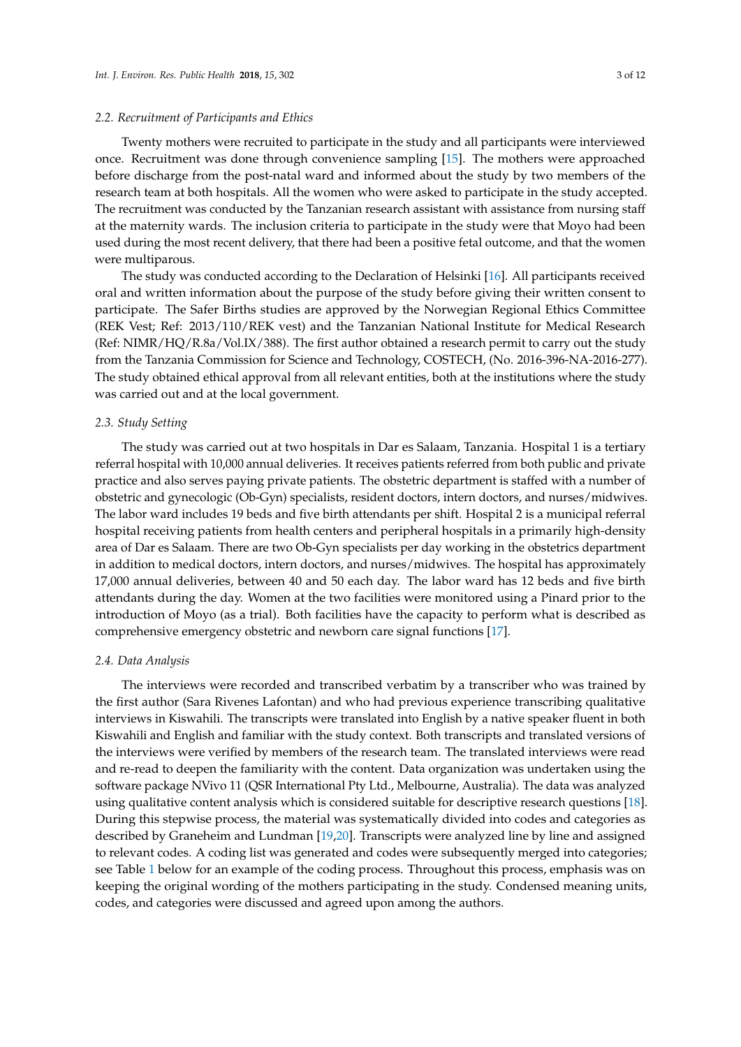### 2.2. Recruitment of Participants and Ethics

Twenty mothers were recruited to participate in the study and all participants were interviewed once. Recruitment was done through convenience sampling [15]. The mothers were approached before discharge from the post-natal ward and informed about the study by two members of the research team at both hospitals. All the women who were asked to participate in the study accepted. The recruitment was conducted by the Tanzanian research assistant with assistance from nursing staff at the maternity wards. The inclusion criteria to participate in the study were that Moyo had been used during the most recent delivery, that there had been a positive fetal outcome, and that the women were multiparous.

The study was conducted according to the Declaration of Helsinki [16]. All participants received oral and written information about the purpose of the study before giving their written consent to participate. The Safer Births studies are approved by the Norwegian Regional Ethics Committee (REK Vest; Ref: 2013/110/REK vest) and the Tanzanian National Institute for Medical Research (Ref: NIMR/HQ/R.8a/Vol.IX/388). The first author obtained a research permit to carry out the study from the Tanzania Commission for Science and Technology, COSTECH, (No. 2016-396-NA-2016-277). The study obtained ethical approval from all relevant entities, both at the institutions where the study was carried out and at the local government.

### 2.3. Study Setting

The study was carried out at two hospitals in Dar es Salaam, Tanzania. Hospital 1 is a tertiary referral hospital with 10,000 annual deliveries. It receives patients referred from both public and private practice and also serves paying private patients. The obstetric department is staffed with a number of obstetric and gynecologic (Ob-Gyn) specialists, resident doctors, intern doctors, and nurses/midwives. The labor ward includes 19 beds and five birth attendants per shift. Hospital 2 is a municipal referral hospital receiving patients from health centers and peripheral hospitals in a primarily high-density area of Dar es Salaam. There are two Ob-Gyn specialists per day working in the obstetrics department in addition to medical doctors, intern doctors, and nurses/midwives. The hospital has approximately 17,000 annual deliveries, between 40 and 50 each day. The labor ward has 12 beds and five birth attendants during the day. Women at the two facilities were monitored using a Pinard prior to the introduction of Moyo (as a trial). Both facilities have the capacity to perform what is described as comprehensive emergency obstetric and newborn care signal functions [17].

### 2.4. Data Analysis

The interviews were recorded and transcribed verbatim by a transcriber who was trained by the first author (Sara Rivenes Lafontan) and who had previous experience transcribing qualitative interviews in Kiswahili. The transcripts were translated into English by a native speaker fluent in both Kiswahili and English and familiar with the study context. Both transcripts and translated versions of the interviews were verified by members of the research team. The translated interviews were read and re-read to deepen the familiarity with the content. Data organization was undertaken using the software package NVivo 11 (QSR International Pty Ltd., Melbourne, Australia). The data was analyzed using qualitative content analysis which is considered suitable for descriptive research questions [18]. During this stepwise process, the material was systematically divided into codes and categories as described by Graneheim and Lundman [19,20]. Transcripts were analyzed line by line and assigned to relevant codes. A coding list was generated and codes were subsequently merged into categories; see Table 1 below for an example of the coding process. Throughout this process, emphasis was on keeping the original wording of the mothers participating in the study. Condensed meaning units, codes, and categories were discussed and agreed upon among the authors.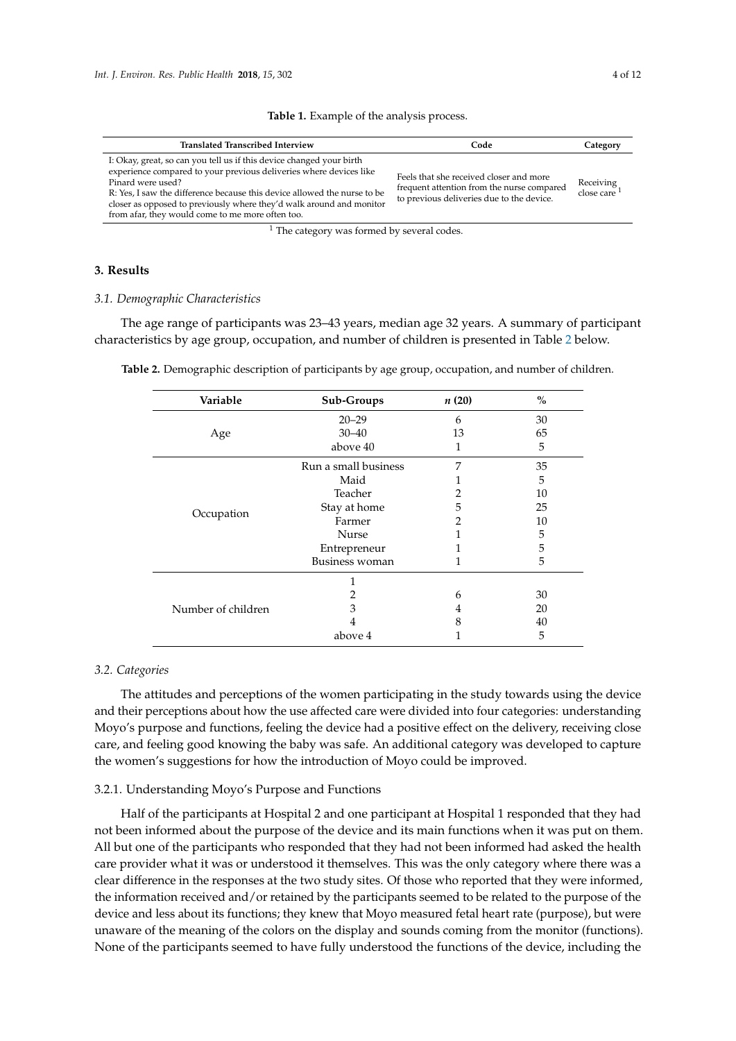**Table 1.** Example of the analysis process.

| Translated Transcribed Interview | Code | Category |
|---|---|---|
| I: Okay, great, so can you tell us if this device changed your birth experience compared to your previous deliveries where devices like Pinard were used? R: Yes, I saw the difference because this device allowed the nurse to be closer as opposed to previously where they'd walk around and monitor from afar, they would come to me more often too. | Feels that she received closer and more frequent attention from the nurse compared to previous deliveries due to the device. | Receiving close care [1] |

[1] The category was formed by several codes.

## 3. Results

### 3.1. Demographic Characteristics

The age range of participants was 23–43 years, median age 32 years. A summary of participant characteristics by age group, occupation, and number of children is presented in Table 2 below.

**Table 2.** Demographic description of participants by age group, occupation, and number of children.

| Variable | Sub-Groups | *n* (20) | % |
|---|---|---|---|
| Age | 20–29 | 6 | 30 |
| | 30–40 | 13 | 65 |
| | above 40 | 1 | 5 |
| Occupation | Run a small business | 7 | 35 |
| | Maid | 1 | 5 |
| | Teacher | 2 | 10 |
| | Stay at home | 5 | 25 |
| | Farmer | 2 | 10 |
| | Nurse | 1 | 5 |
| | Entrepreneur | 1 | 5 |
| | Business woman | 1 | 5 |
| Number of children | 1 | | |
| | 2 | 6 | 30 |
| | 3 | 4 | 20 |
| | 4 | 8 | 40 |
| | above 4 | 1 | 5 |

### 3.2. Categories

The attitudes and perceptions of the women participating in the study towards using the device and their perceptions about how the use affected care were divided into four categories: understanding Moyo's purpose and functions, feeling the device had a positive effect on the delivery, receiving close care, and feeling good knowing the baby was safe. An additional category was developed to capture the women's suggestions for how the introduction of Moyo could be improved.

#### 3.2.1. Understanding Moyo's Purpose and Functions

Half of the participants at Hospital 2 and one participant at Hospital 1 responded that they had not been informed about the purpose of the device and its main functions when it was put on them. All but one of the participants who responded that they had not been informed had asked the health care provider what it was or understood it themselves. This was the only category where there was a clear difference in the responses at the two study sites. Of those who reported that they were informed, the information received and/or retained by the participants seemed to be related to the purpose of the device and less about its functions; they knew that Moyo measured fetal heart rate (purpose), but were unaware of the meaning of the colors on the display and sounds coming from the monitor (functions). None of the participants seemed to have fully understood the functions of the device, including the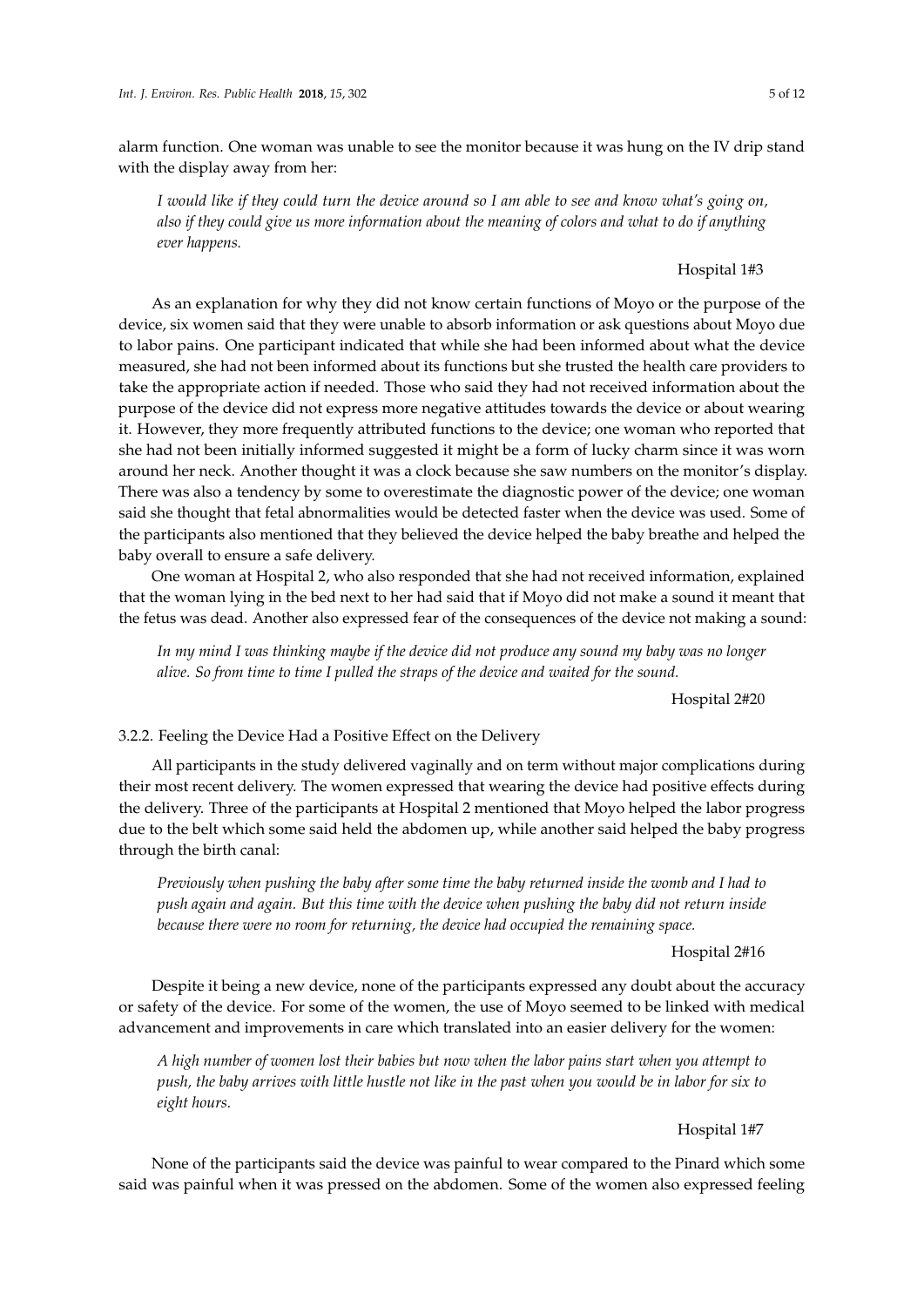alarm function. One woman was unable to see the monitor because it was hung on the IV drip stand with the display away from her:

> *I would like if they could turn the device around so I am able to see and know what's going on, also if they could give us more information about the meaning of colors and what to do if anything ever happens.*
>
> Hospital 1#3

As an explanation for why they did not know certain functions of Moyo or the purpose of the device, six women said that they were unable to absorb information or ask questions about Moyo due to labor pains. One participant indicated that while she had been informed about what the device measured, she had not been informed about its functions but she trusted the health care providers to take the appropriate action if needed. Those who said they had not received information about the purpose of the device did not express more negative attitudes towards the device or about wearing it. However, they more frequently attributed functions to the device; one woman who reported that she had not been initially informed suggested it might be a form of lucky charm since it was worn around her neck. Another thought it was a clock because she saw numbers on the monitor's display. There was also a tendency by some to overestimate the diagnostic power of the device; one woman said she thought that fetal abnormalities would be detected faster when the device was used. Some of the participants also mentioned that they believed the device helped the baby breathe and helped the baby overall to ensure a safe delivery.

One woman at Hospital 2, who also responded that she had not received information, explained that the woman lying in the bed next to her had said that if Moyo did not make a sound it meant that the fetus was dead. Another also expressed fear of the consequences of the device not making a sound:

> *In my mind I was thinking maybe if the device did not produce any sound my baby was no longer alive. So from time to time I pulled the straps of the device and waited for the sound.*
>
> Hospital 2#20

#### 3.2.2. Feeling the Device Had a Positive Effect on the Delivery

All participants in the study delivered vaginally and on term without major complications during their most recent delivery. The women expressed that wearing the device had positive effects during the delivery. Three of the participants at Hospital 2 mentioned that Moyo helped the labor progress due to the belt which some said held the abdomen up, while another said helped the baby progress through the birth canal:

> *Previously when pushing the baby after some time the baby returned inside the womb and I had to push again and again. But this time with the device when pushing the baby did not return inside because there were no room for returning, the device had occupied the remaining space.*
>
> Hospital 2#16

Despite it being a new device, none of the participants expressed any doubt about the accuracy or safety of the device. For some of the women, the use of Moyo seemed to be linked with medical advancement and improvements in care which translated into an easier delivery for the women:

> *A high number of women lost their babies but now when the labor pains start when you attempt to push, the baby arrives with little hustle not like in the past when you would be in labor for six to eight hours.*
>
> Hospital 1#7

None of the participants said the device was painful to wear compared to the Pinard which some said was painful when it was pressed on the abdomen. Some of the women also expressed feeling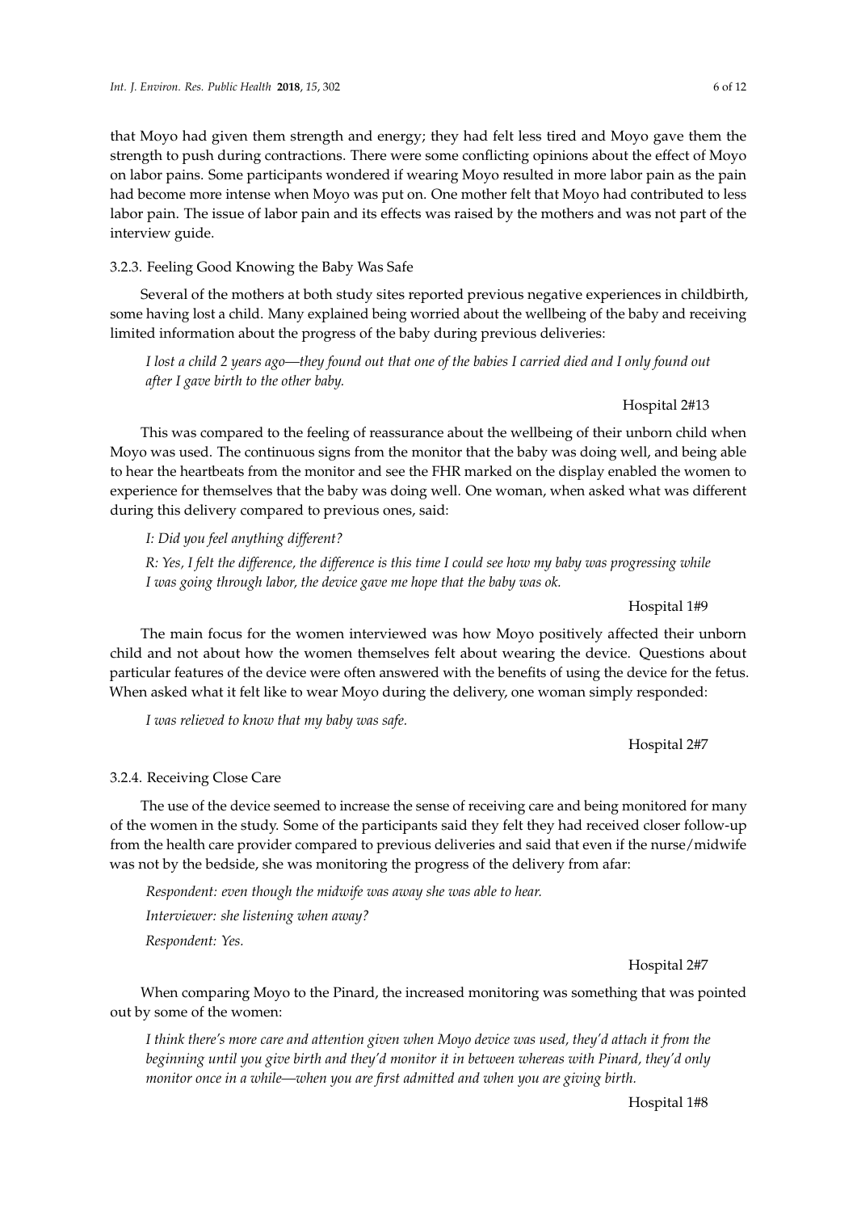that Moyo had given them strength and energy; they had felt less tired and Moyo gave them the strength to push during contractions. There were some conflicting opinions about the effect of Moyo on labor pains. Some participants wondered if wearing Moyo resulted in more labor pain as the pain had become more intense when Moyo was put on. One mother felt that Moyo had contributed to less labor pain. The issue of labor pain and its effects was raised by the mothers and was not part of the interview guide.

### 3.2.3. Feeling Good Knowing the Baby Was Safe

Several of the mothers at both study sites reported previous negative experiences in childbirth, some having lost a child. Many explained being worried about the wellbeing of the baby and receiving limited information about the progress of the baby during previous deliveries:

> *I lost a child 2 years ago—they found out that one of the babies I carried died and I only found out after I gave birth to the other baby.*
>
> Hospital 2#13

This was compared to the feeling of reassurance about the wellbeing of their unborn child when Moyo was used. The continuous signs from the monitor that the baby was doing well, and being able to hear the heartbeats from the monitor and see the FHR marked on the display enabled the women to experience for themselves that the baby was doing well. One woman, when asked what was different during this delivery compared to previous ones, said:

> *I: Did you feel anything different?*
>
> *R: Yes, I felt the difference, the difference is this time I could see how my baby was progressing while I was going through labor, the device gave me hope that the baby was ok.*
>
> Hospital 1#9

The main focus for the women interviewed was how Moyo positively affected their unborn child and not about how the women themselves felt about wearing the device. Questions about particular features of the device were often answered with the benefits of using the device for the fetus. When asked what it felt like to wear Moyo during the delivery, one woman simply responded:

> *I was relieved to know that my baby was safe.*
>
> Hospital 2#7

### 3.2.4. Receiving Close Care

The use of the device seemed to increase the sense of receiving care and being monitored for many of the women in the study. Some of the participants said they felt they had received closer follow-up from the health care provider compared to previous deliveries and said that even if the nurse/midwife was not by the bedside, she was monitoring the progress of the delivery from afar:

> *Respondent: even though the midwife was away she was able to hear.*
>
> *Interviewer: she listening when away?*
>
> *Respondent: Yes.*
>
> Hospital 2#7

When comparing Moyo to the Pinard, the increased monitoring was something that was pointed out by some of the women:

> *I think there's more care and attention given when Moyo device was used, they'd attach it from the beginning until you give birth and they'd monitor it in between whereas with Pinard, they'd only monitor once in a while—when you are first admitted and when you are giving birth.*
>
> Hospital 1#8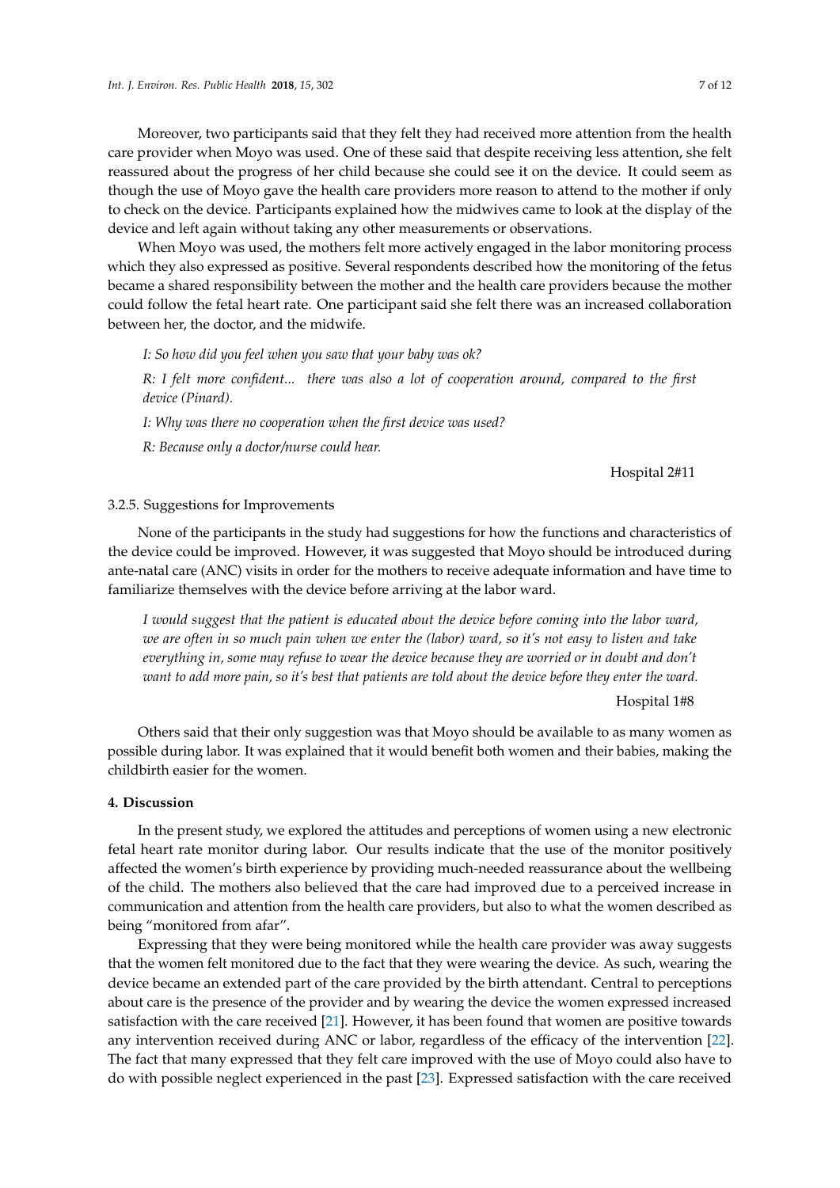Moreover, two participants said that they felt they had received more attention from the health care provider when Moyo was used. One of these said that despite receiving less attention, she felt reassured about the progress of her child because she could see it on the device. It could seem as though the use of Moyo gave the health care providers more reason to attend to the mother if only to check on the device. Participants explained how the midwives came to look at the display of the device and left again without taking any other measurements or observations.

When Moyo was used, the mothers felt more actively engaged in the labor monitoring process which they also expressed as positive. Several respondents described how the monitoring of the fetus became a shared responsibility between the mother and the health care providers because the mother could follow the fetal heart rate. One participant said she felt there was an increased collaboration between her, the doctor, and the midwife.

> *I: So how did you feel when you saw that your baby was ok?*
>
> *R: I felt more confident... there was also a lot of cooperation around, compared to the first device (Pinard).*
>
> *I: Why was there no cooperation when the first device was used?*
>
> *R: Because only a doctor/nurse could hear.*
>
> Hospital 2#11

### 3.2.5. Suggestions for Improvements

None of the participants in the study had suggestions for how the functions and characteristics of the device could be improved. However, it was suggested that Moyo should be introduced during ante-natal care (ANC) visits in order for the mothers to receive adequate information and have time to familiarize themselves with the device before arriving at the labor ward.

> *I would suggest that the patient is educated about the device before coming into the labor ward, we are often in so much pain when we enter the (labor) ward, so it's not easy to listen and take everything in, some may refuse to wear the device because they are worried or in doubt and don't want to add more pain, so it's best that patients are told about the device before they enter the ward.*
>
> Hospital 1#8

Others said that their only suggestion was that Moyo should be available to as many women as possible during labor. It was explained that it would benefit both women and their babies, making the childbirth easier for the women.

## 4. Discussion

In the present study, we explored the attitudes and perceptions of women using a new electronic fetal heart rate monitor during labor. Our results indicate that the use of the monitor positively affected the women's birth experience by providing much-needed reassurance about the wellbeing of the child. The mothers also believed that the care had improved due to a perceived increase in communication and attention from the health care providers, but also to what the women described as being "monitored from afar".

Expressing that they were being monitored while the health care provider was away suggests that the women felt monitored due to the fact that they were wearing the device. As such, wearing the device became an extended part of the care provided by the birth attendant. Central to perceptions about care is the presence of the provider and by wearing the device the women expressed increased satisfaction with the care received [21]. However, it has been found that women are positive towards any intervention received during ANC or labor, regardless of the efficacy of the intervention [22]. The fact that many expressed that they felt care improved with the use of Moyo could also have to do with possible neglect experienced in the past [23]. Expressed satisfaction with the care received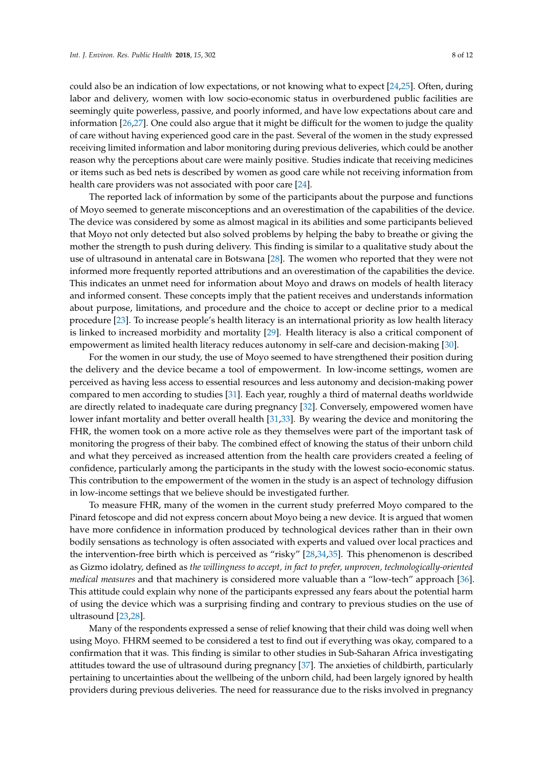could also be an indication of low expectations, or not knowing what to expect [24,25]. Often, during labor and delivery, women with low socio-economic status in overburdened public facilities are seemingly quite powerless, passive, and poorly informed, and have low expectations about care and information [26,27]. One could also argue that it might be difficult for the women to judge the quality of care without having experienced good care in the past. Several of the women in the study expressed receiving limited information and labor monitoring during previous deliveries, which could be another reason why the perceptions about care were mainly positive. Studies indicate that receiving medicines or items such as bed nets is described by women as good care while not receiving information from health care providers was not associated with poor care [24].

The reported lack of information by some of the participants about the purpose and functions of Moyo seemed to generate misconceptions and an overestimation of the capabilities of the device. The device was considered by some as almost magical in its abilities and some participants believed that Moyo not only detected but also solved problems by helping the baby to breathe or giving the mother the strength to push during delivery. This finding is similar to a qualitative study about the use of ultrasound in antenatal care in Botswana [28]. The women who reported that they were not informed more frequently reported attributions and an overestimation of the capabilities the device. This indicates an unmet need for information about Moyo and draws on models of health literacy and informed consent. These concepts imply that the patient receives and understands information about purpose, limitations, and procedure and the choice to accept or decline prior to a medical procedure [23]. To increase people's health literacy is an international priority as low health literacy is linked to increased morbidity and mortality [29]. Health literacy is also a critical component of empowerment as limited health literacy reduces autonomy in self-care and decision-making [30].

For the women in our study, the use of Moyo seemed to have strengthened their position during the delivery and the device became a tool of empowerment. In low-income settings, women are perceived as having less access to essential resources and less autonomy and decision-making power compared to men according to studies [31]. Each year, roughly a third of maternal deaths worldwide are directly related to inadequate care during pregnancy [32]. Conversely, empowered women have lower infant mortality and better overall health [31,33]. By wearing the device and monitoring the FHR, the women took on a more active role as they themselves were part of the important task of monitoring the progress of their baby. The combined effect of knowing the status of their unborn child and what they perceived as increased attention from the health care providers created a feeling of confidence, particularly among the participants in the study with the lowest socio-economic status. This contribution to the empowerment of the women in the study is an aspect of technology diffusion in low-income settings that we believe should be investigated further.

To measure FHR, many of the women in the current study preferred Moyo compared to the Pinard fetoscope and did not express concern about Moyo being a new device. It is argued that women have more confidence in information produced by technological devices rather than in their own bodily sensations as technology is often associated with experts and valued over local practices and the intervention-free birth which is perceived as "risky" [28,34,35]. This phenomenon is described as Gizmo idolatry, defined as *the willingness to accept, in fact to prefer, unproven, technologically-oriented medical measures* and that machinery is considered more valuable than a "low-tech" approach [36]. This attitude could explain why none of the participants expressed any fears about the potential harm of using the device which was a surprising finding and contrary to previous studies on the use of ultrasound [23,28].

Many of the respondents expressed a sense of relief knowing that their child was doing well when using Moyo. FHRM seemed to be considered a test to find out if everything was okay, compared to a confirmation that it was. This finding is similar to other studies in Sub-Saharan Africa investigating attitudes toward the use of ultrasound during pregnancy [37]. The anxieties of childbirth, particularly pertaining to uncertainties about the wellbeing of the unborn child, had been largely ignored by health providers during previous deliveries. The need for reassurance due to the risks involved in pregnancy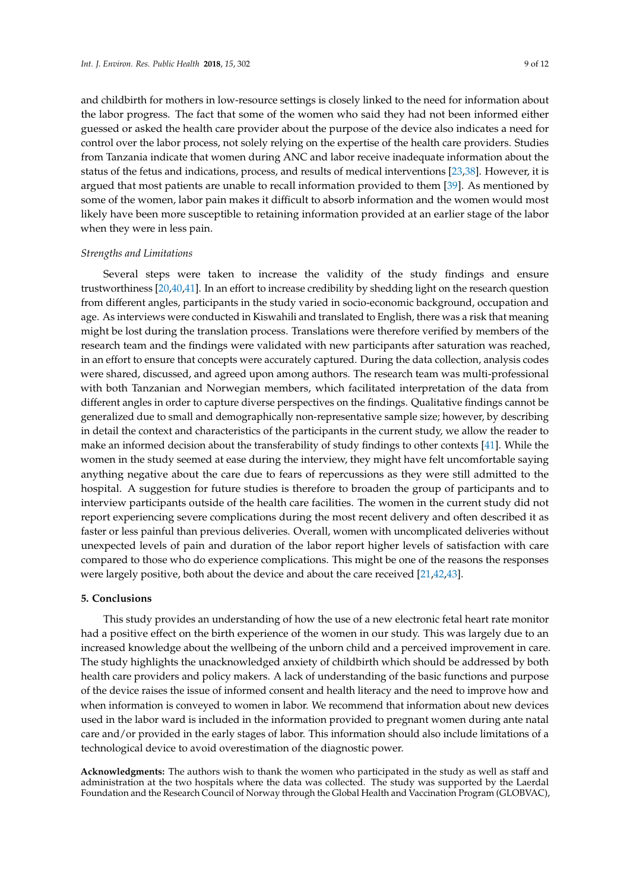and childbirth for mothers in low-resource settings is closely linked to the need for information about the labor progress. The fact that some of the women who said they had not been informed either guessed or asked the health care provider about the purpose of the device also indicates a need for control over the labor process, not solely relying on the expertise of the health care providers. Studies from Tanzania indicate that women during ANC and labor receive inadequate information about the status of the fetus and indications, process, and results of medical interventions [23,38]. However, it is argued that most patients are unable to recall information provided to them [39]. As mentioned by some of the women, labor pain makes it difficult to absorb information and the women would most likely have been more susceptible to retaining information provided at an earlier stage of the labor when they were in less pain.

*Strengths and Limitations*

Several steps were taken to increase the validity of the study findings and ensure trustworthiness [20,40,41]. In an effort to increase credibility by shedding light on the research question from different angles, participants in the study varied in socio-economic background, occupation and age. As interviews were conducted in Kiswahili and translated to English, there was a risk that meaning might be lost during the translation process. Translations were therefore verified by members of the research team and the findings were validated with new participants after saturation was reached, in an effort to ensure that concepts were accurately captured. During the data collection, analysis codes were shared, discussed, and agreed upon among authors. The research team was multi-professional with both Tanzanian and Norwegian members, which facilitated interpretation of the data from different angles in order to capture diverse perspectives on the findings. Qualitative findings cannot be generalized due to small and demographically non-representative sample size; however, by describing in detail the context and characteristics of the participants in the current study, we allow the reader to make an informed decision about the transferability of study findings to other contexts [41]. While the women in the study seemed at ease during the interview, they might have felt uncomfortable saying anything negative about the care due to fears of repercussions as they were still admitted to the hospital. A suggestion for future studies is therefore to broaden the group of participants and to interview participants outside of the health care facilities. The women in the current study did not report experiencing severe complications during the most recent delivery and often described it as faster or less painful than previous deliveries. Overall, women with uncomplicated deliveries without unexpected levels of pain and duration of the labor report higher levels of satisfaction with care compared to those who do experience complications. This might be one of the reasons the responses were largely positive, both about the device and about the care received [21,42,43].

## 5. Conclusions

This study provides an understanding of how the use of a new electronic fetal heart rate monitor had a positive effect on the birth experience of the women in our study. This was largely due to an increased knowledge about the wellbeing of the unborn child and a perceived improvement in care. The study highlights the unacknowledged anxiety of childbirth which should be addressed by both health care providers and policy makers. A lack of understanding of the basic functions and purpose of the device raises the issue of informed consent and health literacy and the need to improve how and when information is conveyed to women in labor. We recommend that information about new devices used in the labor ward is included in the information provided to pregnant women during ante natal care and/or provided in the early stages of labor. This information should also include limitations of a technological device to avoid overestimation of the diagnostic power.

**Acknowledgments:** The authors wish to thank the women who participated in the study as well as staff and administration at the two hospitals where the data was collected. The study was supported by the Laerdal Foundation and the Research Council of Norway through the Global Health and Vaccination Program (GLOBVAC),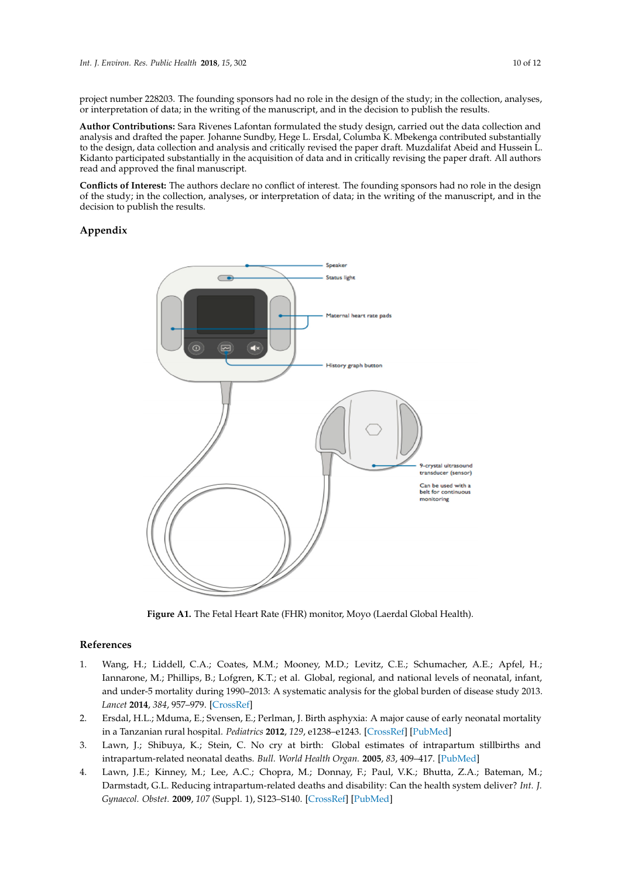project number 228203. The founding sponsors had no role in the design of the study; in the collection, analyses, or interpretation of data; in the writing of the manuscript, and in the decision to publish the results.

**Author Contributions:** Sara Rivenes Lafontan formulated the study design, carried out the data collection and analysis and drafted the paper. Johanne Sundby, Hege L. Ersdal, Columba K. Mbekenga contributed substantially to the design, data collection and analysis and critically revised the paper draft. Muzdalifat Abeid and Hussein L. Kidanto participated substantially in the acquisition of data and in critically revising the paper draft. All authors read and approved the final manuscript.

**Conflicts of Interest:** The authors declare no conflict of interest. The founding sponsors had no role in the design of the study; in the collection, analyses, or interpretation of data; in the writing of the manuscript, and in the decision to publish the results.

## Appendix

**Figure A1.** The Fetal Heart Rate (FHR) monitor, Moyo (Laerdal Global Health).

## References

1. Wang, H.; Liddell, C.A.; Coates, M.M.; Mooney, M.D.; Levitz, C.E.; Schumacher, A.E.; Apfel, H.; Iannarone, M.; Phillips, B.; Lofgren, K.T.; et al. Global, regional, and national levels of neonatal, infant, and under-5 mortality during 1990–2013: A systematic analysis for the global burden of disease study 2013. *Lancet* **2014**, *384*, 957–979. [CrossRef]
2. Ersdal, H.L.; Mduma, E.; Svensen, E.; Perlman, J. Birth asphyxia: A major cause of early neonatal mortality in a Tanzanian rural hospital. *Pediatrics* **2012**, *129*, e1238–e1243. [CrossRef] [PubMed]
3. Lawn, J.; Shibuya, K.; Stein, C. No cry at birth: Global estimates of intrapartum stillbirths and intrapartum-related neonatal deaths. *Bull. World Health Organ.* **2005**, *83*, 409–417. [PubMed]
4. Lawn, J.E.; Kinney, M.; Lee, A.C.; Chopra, M.; Donnay, F.; Paul, V.K.; Bhutta, Z.A.; Bateman, M.; Darmstadt, G.L. Reducing intrapartum-related deaths and disability: Can the health system deliver? *Int. J. Gynaecol. Obstet.* **2009**, *107* (Suppl. 1), S123–S140. [CrossRef] [PubMed]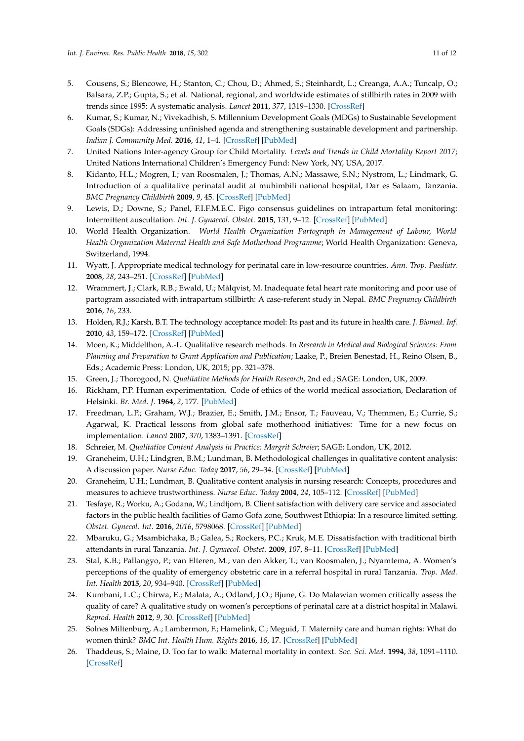5. Cousens, S.; Blencowe, H.; Stanton, C.; Chou, D.; Ahmed, S.; Steinhardt, L.; Creanga, A.A.; Tuncalp, O.; Balsara, Z.P.; Gupta, S.; et al. National, regional, and worldwide estimates of stillbirth rates in 2009 with trends since 1995: A systematic analysis. *Lancet* **2011**, *377*, 1319–1330. [CrossRef]
6. Kumar, S.; Kumar, N.; Vivekadhish, S. Millennium Development Goals (MDGs) to Sustainable Sevelopment Goals (SDGs): Addressing unfinished agenda and strengthening sustainable development and partnership. *Indian J. Community Med.* **2016**, *41*, 1–4. [CrossRef] [PubMed]
7. United Nations Inter-agency Group for Child Mortality. *Levels and Trends in Child Mortality Report 2017*; United Nations International Children's Emergency Fund: New York, NY, USA, 2017.
8. Kidanto, H.L.; Mogren, I.; van Roosmalen, J.; Thomas, A.N.; Massawe, S.N.; Nystrom, L.; Lindmark, G. Introduction of a qualitative perinatal audit at muhimbili national hospital, Dar es Salaam, Tanzania. *BMC Pregnancy Childbirth* **2009**, *9*, 45. [CrossRef] [PubMed]
9. Lewis, D.; Downe, S.; Panel, F.I.F.M.E.C. Figo consensus guidelines on intrapartum fetal monitoring: Intermittent auscultation. *Int. J. Gynaecol. Obstet.* **2015**, *131*, 9–12. [CrossRef] [PubMed]
10. World Health Organization. *World Health Organization Partograph in Management of Labour, World Health Organization Maternal Health and Safe Motherhood Programme*; World Health Organization: Geneva, Switzerland, 1994.
11. Wyatt, J. Appropriate medical technology for perinatal care in low-resource countries. *Ann. Trop. Paediatr.* **2008**, *28*, 243–251. [CrossRef] [PubMed]
12. Wrammert, J.; Clark, R.B.; Ewald, U.; Målqvist, M. Inadequate fetal heart rate monitoring and poor use of partogram associated with intrapartum stillbirth: A case-referent study in Nepal. *BMC Pregnancy Childbirth* **2016**, *16*, 233.
13. Holden, R.J.; Karsh, B.T. The technology acceptance model: Its past and its future in health care. *J. Biomed. Inf.* **2010**, *43*, 159–172. [CrossRef] [PubMed]
14. Moen, K.; Middelthon, A.-L. Qualitative research methods. In *Research in Medical and Biological Sciences: From Planning and Preparation to Grant Application and Publication*; Laake, P., Breien Benestad, H., Reino Olsen, B., Eds.; Academic Press: London, UK, 2015; pp. 321–378.
15. Green, J.; Thorogood, N. *Qualitative Methods for Health Research*, 2nd ed.; SAGE: London, UK, 2009.
16. Rickham, P.P. Human experimentation. Code of ethics of the world medical association, Declaration of Helsinki. *Br. Med. J.* **1964**, *2*, 177. [PubMed]
17. Freedman, L.P.; Graham, W.J.; Brazier, E.; Smith, J.M.; Ensor, T.; Fauveau, V.; Themmen, E.; Currie, S.; Agarwal, K. Practical lessons from global safe motherhood initiatives: Time for a new focus on implementation. *Lancet* **2007**, *370*, 1383–1391. [CrossRef]
18. Schreier, M. *Qualitative Content Analysis in Practice: Margrit Schreier*; SAGE: London, UK, 2012.
19. Graneheim, U.H.; Lindgren, B.M.; Lundman, B. Methodological challenges in qualitative content analysis: A discussion paper. *Nurse Educ. Today* **2017**, *56*, 29–34. [CrossRef] [PubMed]
20. Graneheim, U.H.; Lundman, B. Qualitative content analysis in nursing research: Concepts, procedures and measures to achieve trustworthiness. *Nurse Educ. Today* **2004**, *24*, 105–112. [CrossRef] [PubMed]
21. Tesfaye, R.; Worku, A.; Godana, W.; Lindtjorn, B. Client satisfaction with delivery care service and associated factors in the public health facilities of Gamo Gofa zone, Southwest Ethiopia: In a resource limited setting. *Obstet. Gynecol. Int.* **2016**, *2016*, 5798068. [CrossRef] [PubMed]
22. Mbaruku, G.; Msambichaka, B.; Galea, S.; Rockers, P.C.; Kruk, M.E. Dissatisfaction with traditional birth attendants in rural Tanzania. *Int. J. Gynaecol. Obstet.* **2009**, *107*, 8–11. [CrossRef] [PubMed]
23. Stal, K.B.; Pallangyo, P.; van Elteren, M.; van den Akker, T.; van Roosmalen, J.; Nyamtema, A. Women's perceptions of the quality of emergency obstetric care in a referral hospital in rural Tanzania. *Trop. Med. Int. Health* **2015**, *20*, 934–940. [CrossRef] [PubMed]
24. Kumbani, L.C.; Chirwa, E.; Malata, A.; Odland, J.O.; Bjune, G. Do Malawian women critically assess the quality of care? A qualitative study on women's perceptions of perinatal care at a district hospital in Malawi. *Reprod. Health* **2012**, *9*, 30. [CrossRef] [PubMed]
25. Solnes Miltenburg, A.; Lambermon, F.; Hamelink, C.; Meguid, T. Maternity care and human rights: What do women think? *BMC Int. Health Hum. Rights* **2016**, *16*, 17. [CrossRef] [PubMed]
26. Thaddeus, S.; Maine, D. Too far to walk: Maternal mortality in context. *Soc. Sci. Med.* **1994**, *38*, 1091–1110. [CrossRef]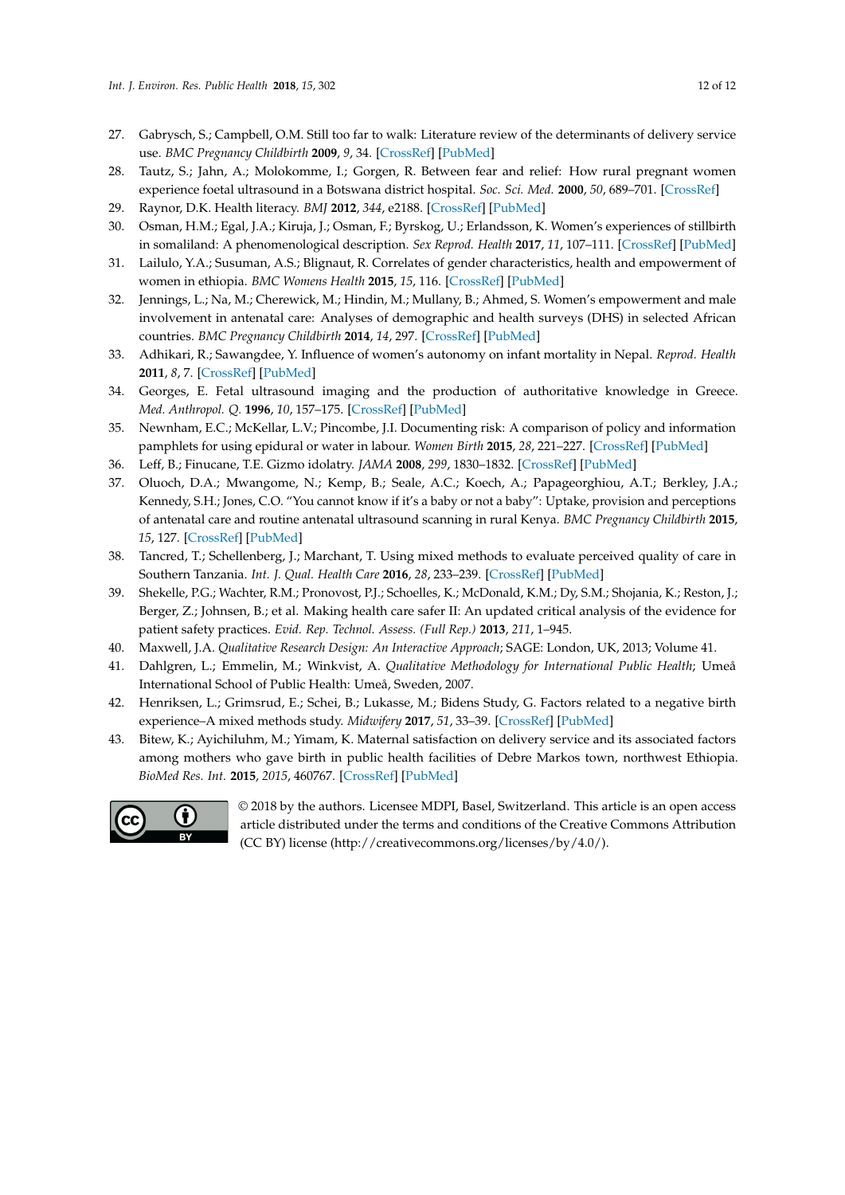27. Gabrysch, S.; Campbell, O.M. Still too far to walk: Literature review of the determinants of delivery service use. *BMC Pregnancy Childbirth* **2009**, *9*, 34. [CrossRef] [PubMed]
28. Tautz, S.; Jahn, A.; Molokomme, I.; Gorgen, R. Between fear and relief: How rural pregnant women experience foetal ultrasound in a Botswana district hospital. *Soc. Sci. Med.* **2000**, *50*, 689–701. [CrossRef]
29. Raynor, D.K. Health literacy. *BMJ* **2012**, *344*, e2188. [CrossRef] [PubMed]
30. Osman, H.M.; Egal, J.A.; Kiruja, J.; Osman, F.; Byrskog, U.; Erlandsson, K. Women's experiences of stillbirth in somaliland: A phenomenological description. *Sex Reprod. Health* **2017**, *11*, 107–111. [CrossRef] [PubMed]
31. Lailulo, Y.A.; Susuman, A.S.; Blignaut, R. Correlates of gender characteristics, health and empowerment of women in ethiopia. *BMC Womens Health* **2015**, *15*, 116. [CrossRef] [PubMed]
32. Jennings, L.; Na, M.; Cherewick, M.; Hindin, M.; Mullany, B.; Ahmed, S. Women's empowerment and male involvement in antenatal care: Analyses of demographic and health surveys (DHS) in selected African countries. *BMC Pregnancy Childbirth* **2014**, *14*, 297. [CrossRef] [PubMed]
33. Adhikari, R.; Sawangdee, Y. Influence of women's autonomy on infant mortality in Nepal. *Reprod. Health* **2011**, *8*, 7. [CrossRef] [PubMed]
34. Georges, E. Fetal ultrasound imaging and the production of authoritative knowledge in Greece. *Med. Anthropol. Q.* **1996**, *10*, 157–175. [CrossRef] [PubMed]
35. Newnham, E.C.; McKellar, L.V.; Pincombe, J.I. Documenting risk: A comparison of policy and information pamphlets for using epidural or water in labour. *Women Birth* **2015**, *28*, 221–227. [CrossRef] [PubMed]
36. Leff, B.; Finucane, T.E. Gizmo idolatry. *JAMA* **2008**, *299*, 1830–1832. [CrossRef] [PubMed]
37. Oluoch, D.A.; Mwangome, N.; Kemp, B.; Seale, A.C.; Koech, A.; Papageorghiou, A.T.; Berkley, J.A.; Kennedy, S.H.; Jones, C.O. "You cannot know if it's a baby or not a baby": Uptake, provision and perceptions of antenatal care and routine antenatal ultrasound scanning in rural Kenya. *BMC Pregnancy Childbirth* **2015**, *15*, 127. [CrossRef] [PubMed]
38. Tancred, T.; Schellenberg, J.; Marchant, T. Using mixed methods to evaluate perceived quality of care in Southern Tanzania. *Int. J. Qual. Health Care* **2016**, *28*, 233–239. [CrossRef] [PubMed]
39. Shekelle, P.G.; Wachter, R.M.; Pronovost, P.J.; Schoelles, K.; McDonald, K.M.; Dy, S.M.; Shojania, K.; Reston, J.; Berger, Z.; Johnsen, B.; et al. Making health care safer II: An updated critical analysis of the evidence for patient safety practices. *Evid. Rep. Technol. Assess. (Full Rep.)* **2013**, *211*, 1–945.
40. Maxwell, J.A. *Qualitative Research Design: An Interactive Approach*; SAGE: London, UK, 2013; Volume 41.
41. Dahlgren, L.; Emmelin, M.; Winkvist, A. *Qualitative Methodology for International Public Health*; Umeå International School of Public Health: Umeå, Sweden, 2007.
42. Henriksen, L.; Grimsrud, E.; Schei, B.; Lukasse, M.; Bidens Study, G. Factors related to a negative birth experience–A mixed methods study. *Midwifery* **2017**, *51*, 33–39. [CrossRef] [PubMed]
43. Bitew, K.; Ayichiluhm, M.; Yimam, K. Maternal satisfaction on delivery service and its associated factors among mothers who gave birth in public health facilities of Debre Markos town, northwest Ethiopia. *BioMed Res. Int.* **2015**, *2015*, 460767. [CrossRef] [PubMed]

© 2018 by the authors. Licensee MDPI, Basel, Switzerland. This article is an open access article distributed under the terms and conditions of the Creative Commons Attribution (CC BY) license (http://creativecommons.org/licenses/by/4.0/).